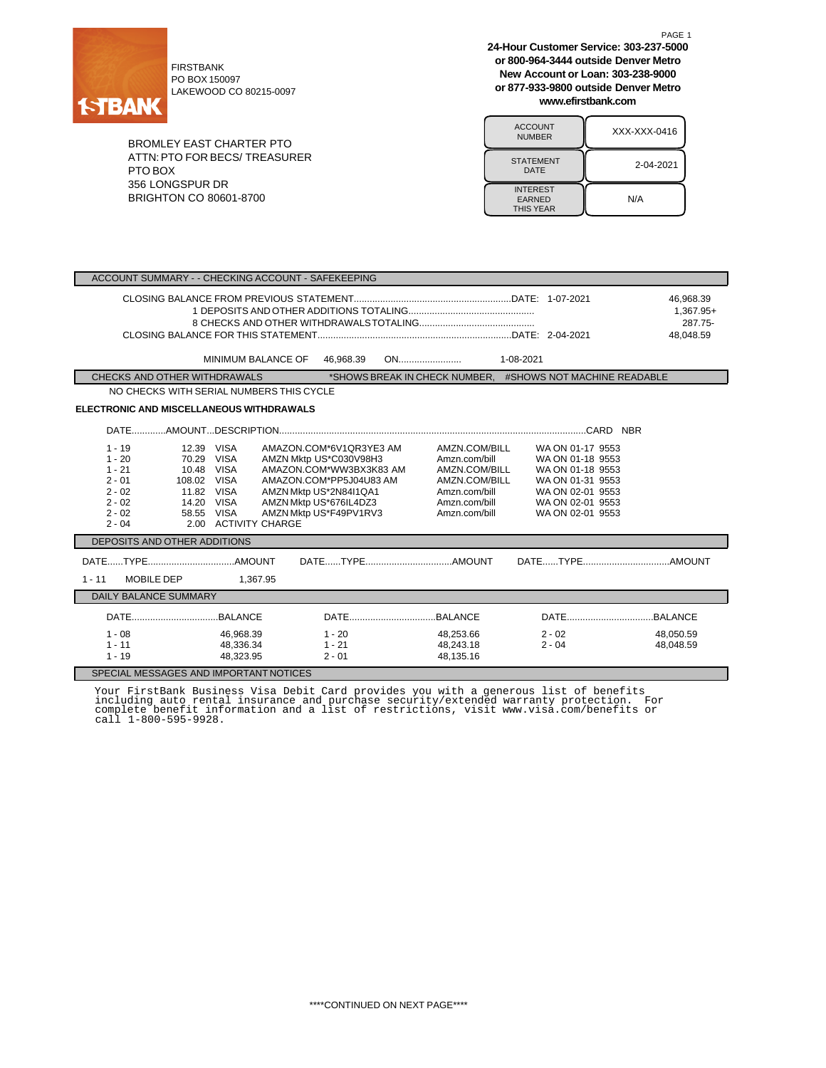FIRSTBANK
PO BOX 150097
LAKEWOOD CO 80215-0097

**24-Hour Customer Service: 303-237-5000**
**or 800-964-3444 outside Denver Metro**
**New Account or Loan: 303-238-9000**
**or 877-933-9800 outside Denver Metro**
**www.efirstbank.com**

BROMLEY EAST CHARTER PTO
ATTN: PTO FOR BECS/ TREASURER
PTO BOX
356 LONGSPUR DR
BRIGHTON CO 80601-8700

| ACCOUNT NUMBER | XXX-XXX-0416 |
|---|---|
| STATEMENT DATE | 2-04-2021 |
| INTEREST EARNED THIS YEAR | N/A |

## ACCOUNT SUMMARY - - CHECKING ACCOUNT - SAFEKEEPING

| | | |
|---|---|---|
| CLOSING BALANCE FROM PREVIOUS STATEMENT | DATE: 1-07-2021 | 46,968.39 |
| 1 DEPOSITS AND OTHER ADDITIONS TOTALING | | 1,367.95+ |
| 8 CHECKS AND OTHER WITHDRAWALS TOTALING | | 287.75- |
| CLOSING BALANCE FOR THIS STATEMENT | DATE: 2-04-2021 | 48,048.59 |

MINIMUM BALANCE OF 46,968.39 ON 1-08-2021

## CHECKS AND OTHER WITHDRAWALS

*SHOWS BREAK IN CHECK NUMBER, #SHOWS NOT MACHINE READABLE

NO CHECKS WITH SERIAL NUMBERS THIS CYCLE

### ELECTRONIC AND MISCELLANEOUS WITHDRAWALS

| DATE | AMOUNT | DESCRIPTION | | | CARD NBR |
|---|---|---|---|---|---|
| 1 - 19 | 12.39 | VISA AMAZON.COM*6V1QR3YE3 AM | AMZN.COM/BILL | WA ON 01-17 | 9553 |
| 1 - 20 | 70.29 | VISA AMZN Mktp US*C030V98H3 | Amzn.com/bill | WA ON 01-18 | 9553 |
| 1 - 21 | 10.48 | VISA AMAZON.COM*WW3BX3K83 AM | AMZN.COM/BILL | WA ON 01-18 | 9553 |
| 2 - 01 | 108.02 | VISA AMAZON.COM*PP5J04U83 AM | AMZN.COM/BILL | WA ON 01-31 | 9553 |
| 2 - 02 | 11.82 | VISA AMZN Mktp US*2N84I1QA1 | Amzn.com/bill | WA ON 02-01 | 9553 |
| 2 - 02 | 14.20 | VISA AMZN Mktp US*676IL4DZ3 | Amzn.com/bill | WA ON 02-01 | 9553 |
| 2 - 02 | 58.55 | VISA AMZN Mktp US*F49PV1RV3 | Amzn.com/bill | WA ON 02-01 | 9553 |
| 2 - 04 | 2.00 | ACTIVITY CHARGE | | | |

## DEPOSITS AND OTHER ADDITIONS

| DATE | TYPE | AMOUNT |
|---|---|---|
| 1 - 11 | MOBILE DEP | 1,367.95 |

## DAILY BALANCE SUMMARY

| DATE | BALANCE | DATE | BALANCE | DATE | BALANCE |
|---|---|---|---|---|---|
| 1 - 08 | 46,968.39 | 1 - 20 | 48,253.66 | 2 - 02 | 48,050.59 |
| 1 - 11 | 48,336.34 | 1 - 21 | 48,243.18 | 2 - 04 | 48,048.59 |
| 1 - 19 | 48,323.95 | 2 - 01 | 48,135.16 | | |

## SPECIAL MESSAGES AND IMPORTANT NOTICES

Your FirstBank Business Visa Debit Card provides you with a generous list of benefits including auto rental insurance and purchase security/extended warranty protection. For complete benefit information and a list of restrictions, visit www.visa.com/benefits or call 1-800-595-9928.

****CONTINUED ON NEXT PAGE****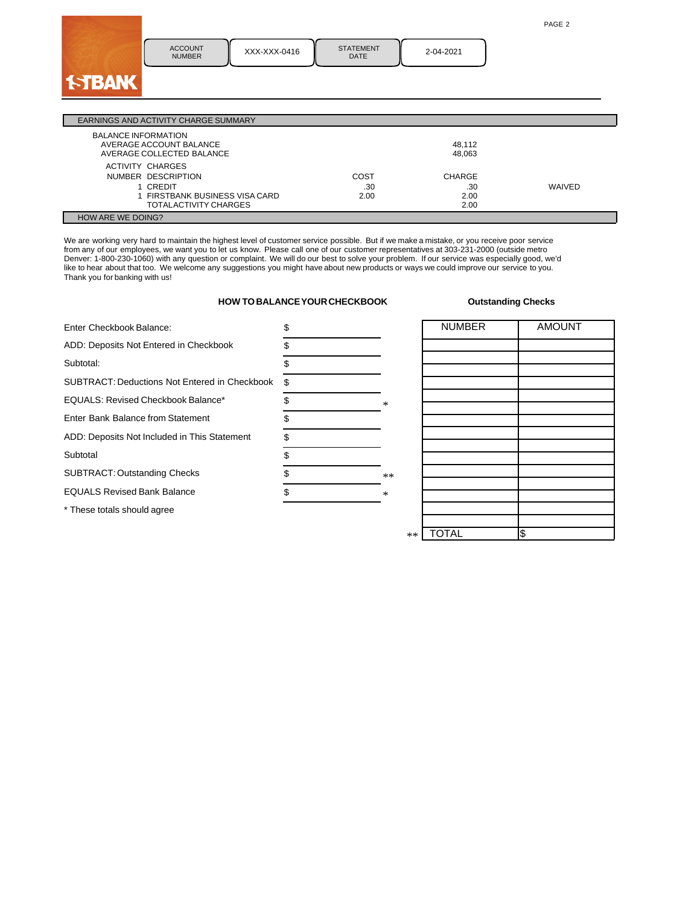1STBANK

| ACCOUNT NUMBER | XXX-XXX-0416 | STATEMENT DATE | 2-04-2021 |
| --- | --- | --- | --- |

## EARNINGS AND ACTIVITY CHARGE SUMMARY

BALANCE INFORMATION

| | |
| --- | --- |
| AVERAGE ACCOUNT BALANCE | 48,112 |
| AVERAGE COLLECTED BALANCE | 48,063 |

ACTIVITY CHARGES

| NUMBER | DESCRIPTION | COST | CHARGE | |
| --- | --- | --- | --- | --- |
| 1 | CREDIT | .30 | .30 | WAIVED |
| 1 | FIRSTBANK BUSINESS VISA CARD | 2.00 | 2.00 | |
| | TOTAL ACTIVITY CHARGES | | 2.00 | |

## HOW ARE WE DOING?

We are working very hard to maintain the highest level of customer service possible. But if we make a mistake, or you receive poor service from any of our employees, we want you to let us know. Please call one of our customer representatives at 303-231-2000 (outside metro Denver: 1-800-230-1060) with any question or complaint. We will do our best to solve your problem. If our service was especially good, we'd like to hear about that too. We welcome any suggestions you might have about new products or ways we could improve our service to you. Thank you for banking with us!

### HOW TO BALANCE YOUR CHECKBOOK

| | | |
| --- | --- | --- |
| Enter Checkbook Balance: | $ | |
| ADD: Deposits Not Entered in Checkbook | $ | |
| Subtotal: | $ | |
| SUBTRACT: Deductions Not Entered in Checkbook | $ | |
| EQUALS: Revised Checkbook Balance* | $ | * |
| Enter Bank Balance from Statement | $ | |
| ADD: Deposits Not Included in This Statement | $ | |
| Subtotal | $ | |
| SUBTRACT: Outstanding Checks | $ | ** |
| EQUALS Revised Bank Balance | $ | * |

\* These totals should agree

### Outstanding Checks

| NUMBER | AMOUNT |
| --- | --- |
| | |
| | |
| | |
| | |
| | |
| | |
| | |
| | |
| | |
| | |
| | |
| | |
| | |
| | |
| | |
| ** TOTAL | $ |